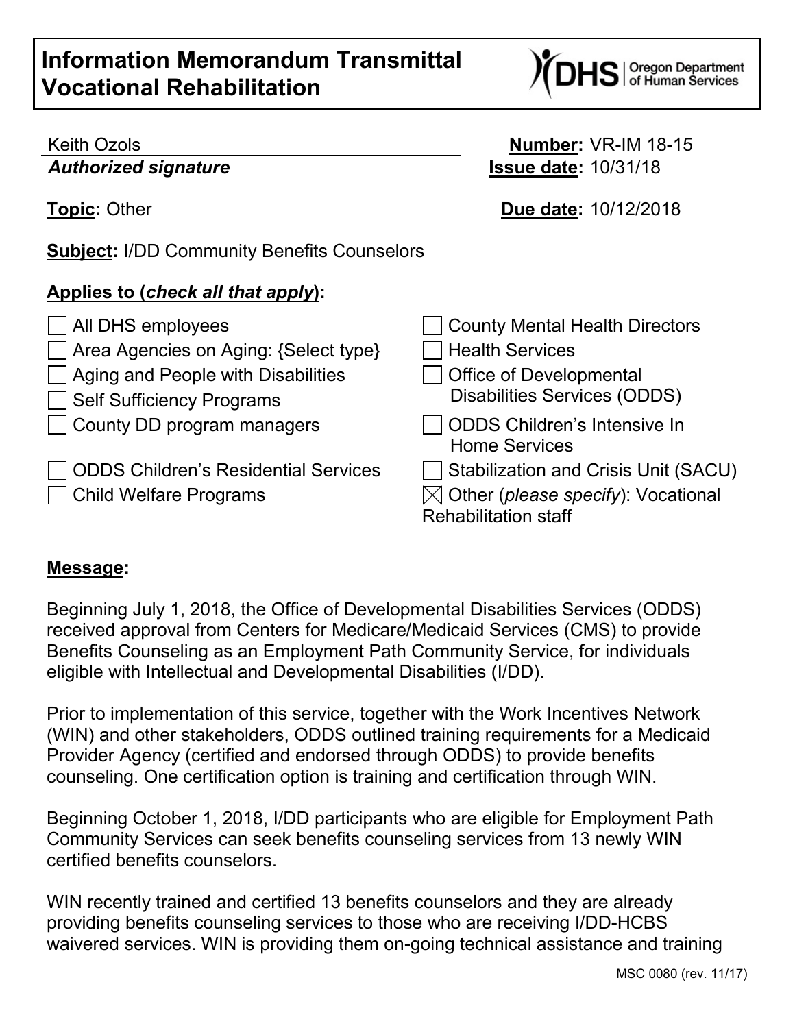# Information Memorandum Transmittal Vocational Rehabilitation

Keith Ozols
***Authorized signature***

**Number:** VR-IM 18-15
**Issue date:** 10/31/18

**Topic:** Other

**Due date:** 10/12/2018

**Subject:** I/DD Community Benefits Counselors

**Applies to (*check all that apply*):**

- ☐ All DHS employees
- ☐ Area Agencies on Aging: {Select type}
- ☐ Aging and People with Disabilities
- ☐ Self Sufficiency Programs
- ☐ County DD program managers
- ☐ ODDS Children's Residential Services
- ☐ Child Welfare Programs
- ☐ County Mental Health Directors
- ☐ Health Services
- ☐ Office of Developmental Disabilities Services (ODDS)
- ☐ ODDS Children's Intensive In Home Services
- ☐ Stabilization and Crisis Unit (SACU)
- ☒ Other (*please specify*): Vocational Rehabilitation staff

## Message:

Beginning July 1, 2018, the Office of Developmental Disabilities Services (ODDS) received approval from Centers for Medicare/Medicaid Services (CMS) to provide Benefits Counseling as an Employment Path Community Service, for individuals eligible with Intellectual and Developmental Disabilities (I/DD).

Prior to implementation of this service, together with the Work Incentives Network (WIN) and other stakeholders, ODDS outlined training requirements for a Medicaid Provider Agency (certified and endorsed through ODDS) to provide benefits counseling. One certification option is training and certification through WIN.

Beginning October 1, 2018, I/DD participants who are eligible for Employment Path Community Services can seek benefits counseling services from 13 newly WIN certified benefits counselors.

WIN recently trained and certified 13 benefits counselors and they are already providing benefits counseling services to those who are receiving I/DD-HCBS waivered services. WIN is providing them on-going technical assistance and training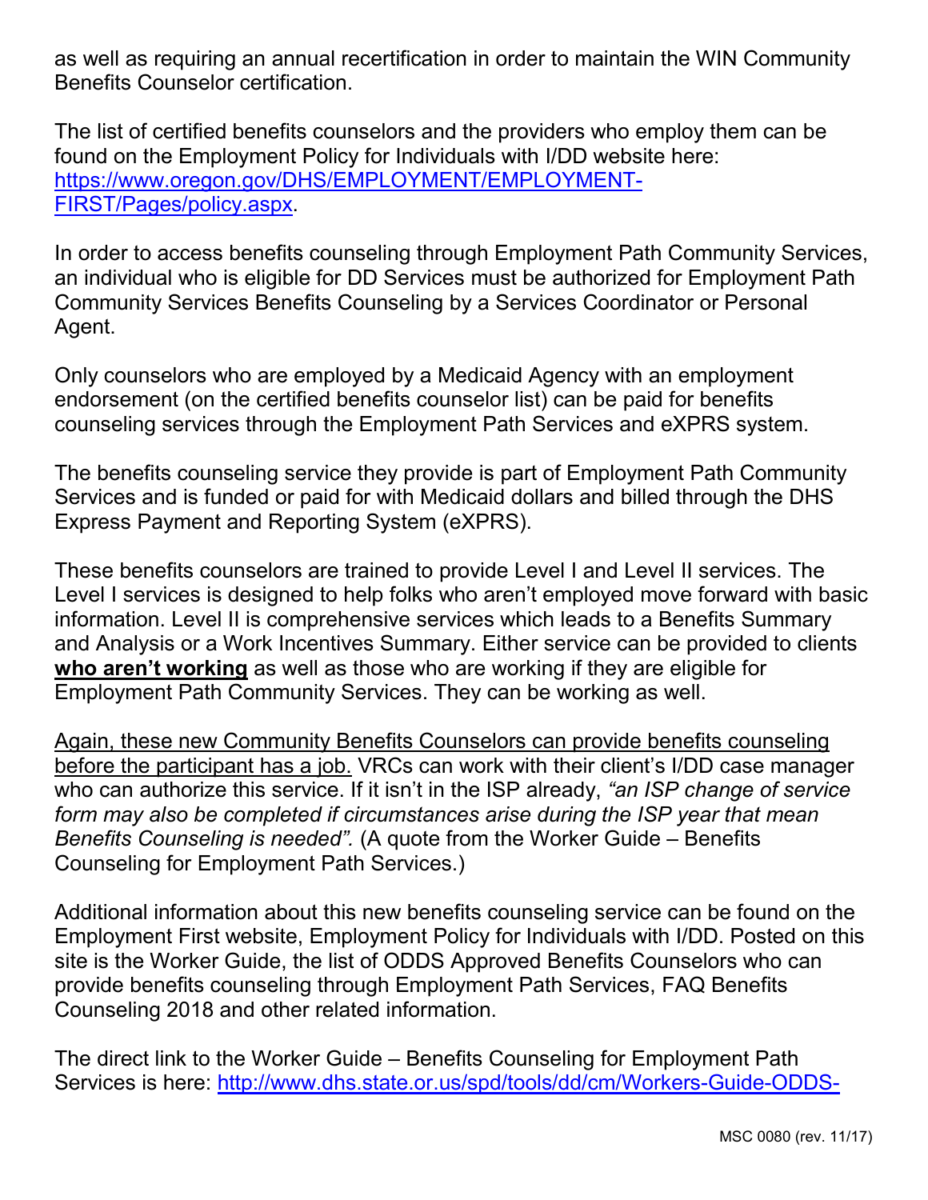as well as requiring an annual recertification in order to maintain the WIN Community Benefits Counselor certification.

The list of certified benefits counselors and the providers who employ them can be found on the Employment Policy for Individuals with I/DD website here: [https://www.oregon.gov/DHS/EMPLOYMENT/EMPLOYMENT-FIRST/Pages/policy.aspx](https://www.oregon.gov/DHS/EMPLOYMENT/EMPLOYMENT-FIRST/Pages/policy.aspx).

In order to access benefits counseling through Employment Path Community Services, an individual who is eligible for DD Services must be authorized for Employment Path Community Services Benefits Counseling by a Services Coordinator or Personal Agent.

Only counselors who are employed by a Medicaid Agency with an employment endorsement (on the certified benefits counselor list) can be paid for benefits counseling services through the Employment Path Services and eXPRS system.

The benefits counseling service they provide is part of Employment Path Community Services and is funded or paid for with Medicaid dollars and billed through the DHS Express Payment and Reporting System (eXPRS).

These benefits counselors are trained to provide Level I and Level II services. The Level I services is designed to help folks who aren't employed move forward with basic information. Level II is comprehensive services which leads to a Benefits Summary and Analysis or a Work Incentives Summary. Either service can be provided to clients **<u>who aren't working</u>** as well as those who are working if they are eligible for Employment Path Community Services. They can be working as well.

<u>Again, these new Community Benefits Counselors can provide benefits counseling before the participant has a job.</u> VRCs can work with their client's I/DD case manager who can authorize this service. If it isn't in the ISP already, *"an ISP change of service form may also be completed if circumstances arise during the ISP year that mean Benefits Counseling is needed".* (A quote from the Worker Guide – Benefits Counseling for Employment Path Services.)

Additional information about this new benefits counseling service can be found on the Employment First website, Employment Policy for Individuals with I/DD. Posted on this site is the Worker Guide, the list of ODDS Approved Benefits Counselors who can provide benefits counseling through Employment Path Services, FAQ Benefits Counseling 2018 and other related information.

The direct link to the Worker Guide – Benefits Counseling for Employment Path Services is here: [http://www.dhs.state.or.us/spd/tools/dd/cm/Workers-Guide-ODDS-](http://www.dhs.state.or.us/spd/tools/dd/cm/Workers-Guide-ODDS-)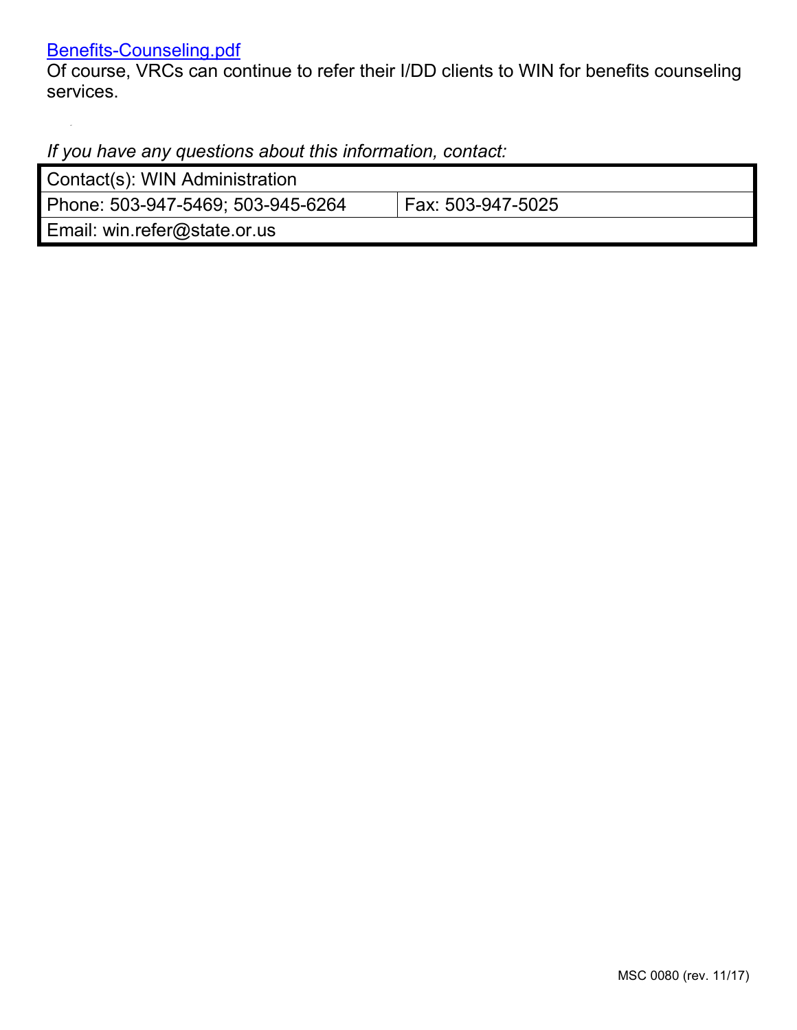Benefits-Counseling.pdf
Of course, VRCs can continue to refer their I/DD clients to WIN for benefits counseling services.

*If you have any questions about this information, contact:*

| | |
|---|---|
| Contact(s): WIN Administration | |
| Phone: 503-947-5469; 503-945-6264 | Fax: 503-947-5025 |
| Email: win.refer@state.or.us | |

MSC 0080 (rev. 11/17)